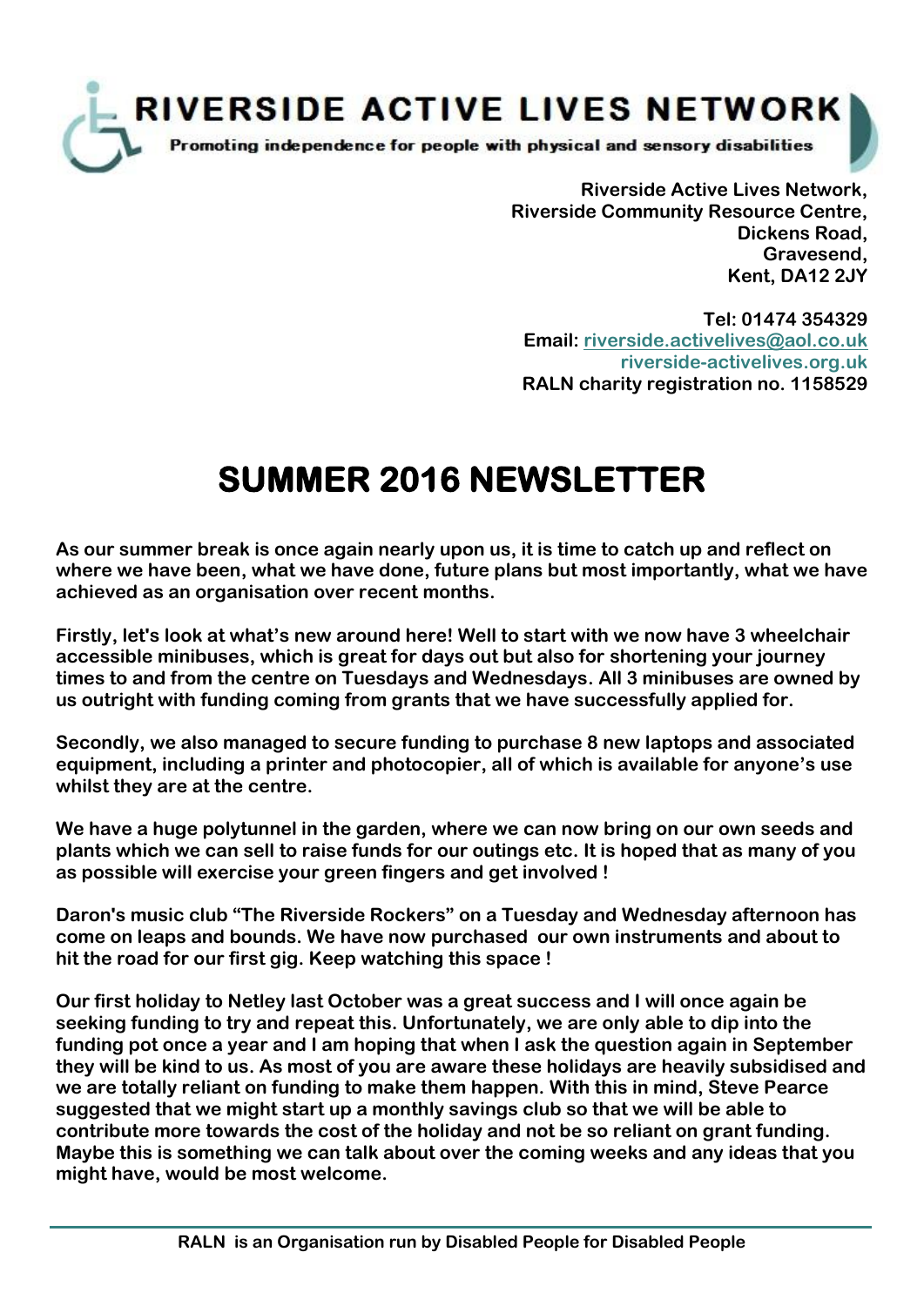# RIVERSIDE ACTIVE LIVES NETWORK

**Promoting independence for people with physical and sensory disabilities**

**Riverside Active Lives Network,**
**Riverside Community Resource Centre,**
**Dickens Road,**
**Gravesend,**
**Kent, DA12 2JY**

**Tel: 01474 354329**
**Email: riverside.activelives@aol.co.uk**
**riverside-activelives.org.uk**
**RALN charity registration no. 1158529**

# SUMMER 2016 NEWSLETTER

**As our summer break is once again nearly upon us, it is time to catch up and reflect on where we have been, what we have done, future plans but most importantly, what we have achieved as an organisation over recent months.**

**Firstly, let's look at what's new around here! Well to start with we now have 3 wheelchair accessible minibuses, which is great for days out but also for shortening your journey times to and from the centre on Tuesdays and Wednesdays. All 3 minibuses are owned by us outright with funding coming from grants that we have successfully applied for.**

**Secondly, we also managed to secure funding to purchase 8 new laptops and associated equipment, including a printer and photocopier, all of which is available for anyone's use whilst they are at the centre.**

**We have a huge polytunnel in the garden, where we can now bring on our own seeds and plants which we can sell to raise funds for our outings etc. It is hoped that as many of you as possible will exercise your green fingers and get involved !**

**Daron's music club "The Riverside Rockers" on a Tuesday and Wednesday afternoon has come on leaps and bounds. We have now purchased our own instruments and about to hit the road for our first gig. Keep watching this space !**

**Our first holiday to Netley last October was a great success and I will once again be seeking funding to try and repeat this. Unfortunately, we are only able to dip into the funding pot once a year and I am hoping that when I ask the question again in September they will be kind to us. As most of you are aware these holidays are heavily subsidised and we are totally reliant on funding to make them happen. With this in mind, Steve Pearce suggested that we might start up a monthly savings club so that we will be able to contribute more towards the cost of the holiday and not be so reliant on grant funding. Maybe this is something we can talk about over the coming weeks and any ideas that you might have, would be most welcome.**

**RALN is an Organisation run by Disabled People for Disabled People**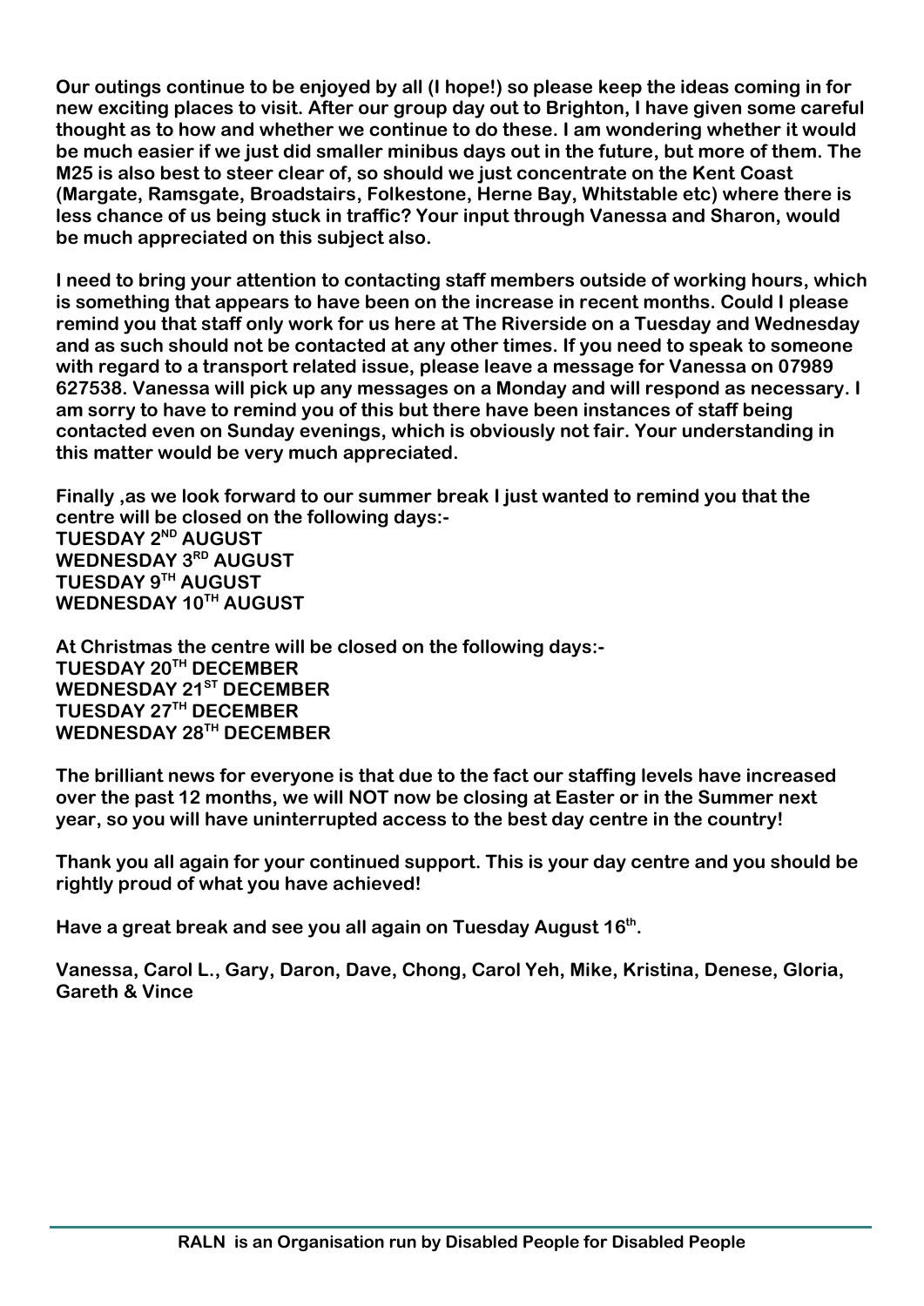**Our outings continue to be enjoyed by all (I hope!) so please keep the ideas coming in for new exciting places to visit. After our group day out to Brighton, I have given some careful thought as to how and whether we continue to do these. I am wondering whether it would be much easier if we just did smaller minibus days out in the future, but more of them. The M25 is also best to steer clear of, so should we just concentrate on the Kent Coast (Margate, Ramsgate, Broadstairs, Folkestone, Herne Bay, Whitstable etc) where there is less chance of us being stuck in traffic? Your input through Vanessa and Sharon, would be much appreciated on this subject also.**

**I need to bring your attention to contacting staff members outside of working hours, which is something that appears to have been on the increase in recent months. Could I please remind you that staff only work for us here at The Riverside on a Tuesday and Wednesday and as such should not be contacted at any other times. If you need to speak to someone with regard to a transport related issue, please leave a message for Vanessa on 07989 627538. Vanessa will pick up any messages on a Monday and will respond as necessary. I am sorry to have to remind you of this but there have been instances of staff being contacted even on Sunday evenings, which is obviously not fair. Your understanding in this matter would be very much appreciated.**

**Finally ,as we look forward to our summer break I just wanted to remind you that the centre will be closed on the following days:-**
**TUESDAY 2ND AUGUST**
**WEDNESDAY 3RD AUGUST**
**TUESDAY 9TH AUGUST**
**WEDNESDAY 10TH AUGUST**

**At Christmas the centre will be closed on the following days:-**
**TUESDAY 20TH DECEMBER**
**WEDNESDAY 21ST DECEMBER**
**TUESDAY 27TH DECEMBER**
**WEDNESDAY 28TH DECEMBER**

**The brilliant news for everyone is that due to the fact our staffing levels have increased over the past 12 months, we will NOT now be closing at Easter or in the Summer next year, so you will have uninterrupted access to the best day centre in the country!**

**Thank you all again for your continued support. This is your day centre and you should be rightly proud of what you have achieved!**

**Have a great break and see you all again on Tuesday August 16th.**

**Vanessa, Carol L., Gary, Daron, Dave, Chong, Carol Yeh, Mike, Kristina, Denese, Gloria, Gareth & Vince**

**RALN is an Organisation run by Disabled People for Disabled People**